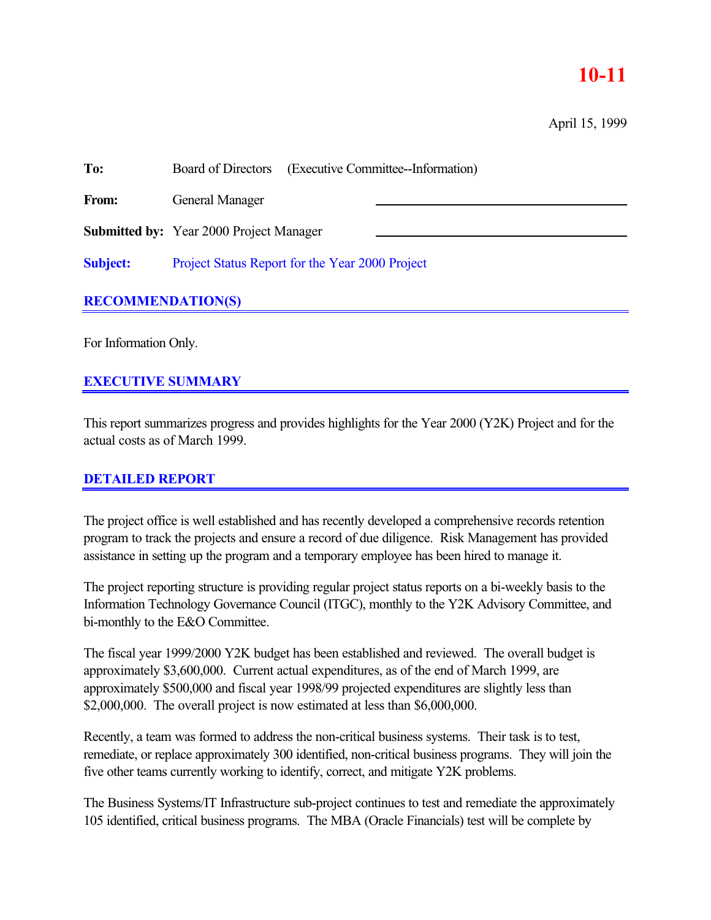# 10-11

April 15, 1999

**To:** Board of Directors (Executive Committee--Information)

**From:** General Manager

**Submitted by:** Year 2000 Project Manager

**Subject:** Project Status Report for the Year 2000 Project

## RECOMMENDATION(S)

For Information Only.

## EXECUTIVE SUMMARY

This report summarizes progress and provides highlights for the Year 2000 (Y2K) Project and for the actual costs as of March 1999.

## DETAILED REPORT

The project office is well established and has recently developed a comprehensive records retention program to track the projects and ensure a record of due diligence. Risk Management has provided assistance in setting up the program and a temporary employee has been hired to manage it.

The project reporting structure is providing regular project status reports on a bi-weekly basis to the Information Technology Governance Council (ITGC), monthly to the Y2K Advisory Committee, and bi-monthly to the E&O Committee.

The fiscal year 1999/2000 Y2K budget has been established and reviewed. The overall budget is approximately $3,600,000. Current actual expenditures, as of the end of March 1999, are approximately $500,000 and fiscal year 1998/99 projected expenditures are slightly less than $2,000,000. The overall project is now estimated at less than $6,000,000.

Recently, a team was formed to address the non-critical business systems. Their task is to test, remediate, or replace approximately 300 identified, non-critical business programs. They will join the five other teams currently working to identify, correct, and mitigate Y2K problems.

The Business Systems/IT Infrastructure sub-project continues to test and remediate the approximately 105 identified, critical business programs. The MBA (Oracle Financials) test will be complete by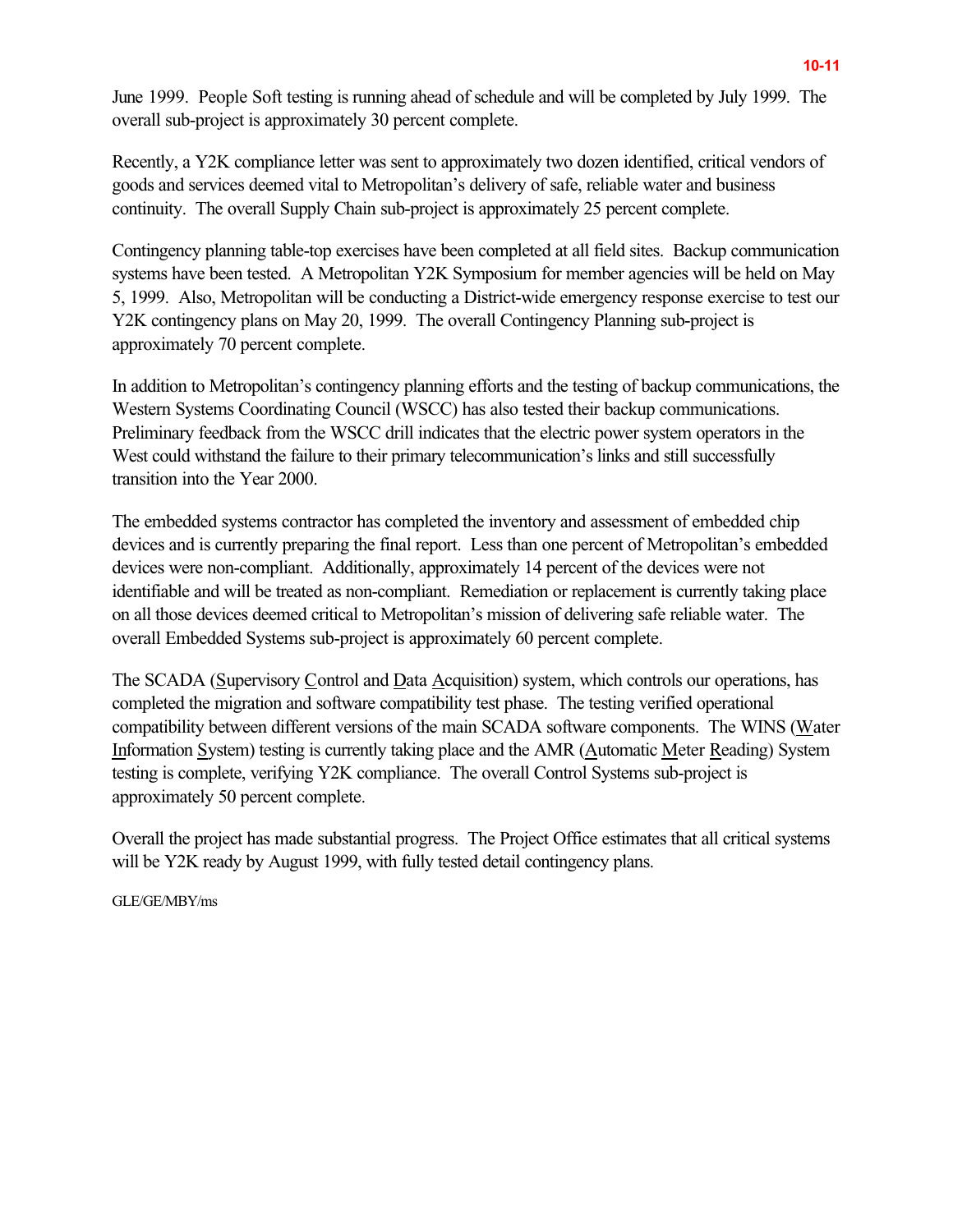June 1999. People Soft testing is running ahead of schedule and will be completed by July 1999. The overall sub-project is approximately 30 percent complete.

Recently, a Y2K compliance letter was sent to approximately two dozen identified, critical vendors of goods and services deemed vital to Metropolitan's delivery of safe, reliable water and business continuity. The overall Supply Chain sub-project is approximately 25 percent complete.

Contingency planning table-top exercises have been completed at all field sites. Backup communication systems have been tested. A Metropolitan Y2K Symposium for member agencies will be held on May 5, 1999. Also, Metropolitan will be conducting a District-wide emergency response exercise to test our Y2K contingency plans on May 20, 1999. The overall Contingency Planning sub-project is approximately 70 percent complete.

In addition to Metropolitan's contingency planning efforts and the testing of backup communications, the Western Systems Coordinating Council (WSCC) has also tested their backup communications. Preliminary feedback from the WSCC drill indicates that the electric power system operators in the West could withstand the failure to their primary telecommunication's links and still successfully transition into the Year 2000.

The embedded systems contractor has completed the inventory and assessment of embedded chip devices and is currently preparing the final report. Less than one percent of Metropolitan's embedded devices were non-compliant. Additionally, approximately 14 percent of the devices were not identifiable and will be treated as non-compliant. Remediation or replacement is currently taking place on all those devices deemed critical to Metropolitan's mission of delivering safe reliable water. The overall Embedded Systems sub-project is approximately 60 percent complete.

The SCADA (Supervisory Control and Data Acquisition) system, which controls our operations, has completed the migration and software compatibility test phase. The testing verified operational compatibility between different versions of the main SCADA software components. The WINS (Water Information System) testing is currently taking place and the AMR (Automatic Meter Reading) System testing is complete, verifying Y2K compliance. The overall Control Systems sub-project is approximately 50 percent complete.

Overall the project has made substantial progress. The Project Office estimates that all critical systems will be Y2K ready by August 1999, with fully tested detail contingency plans.

GLE/GE/MBY/ms